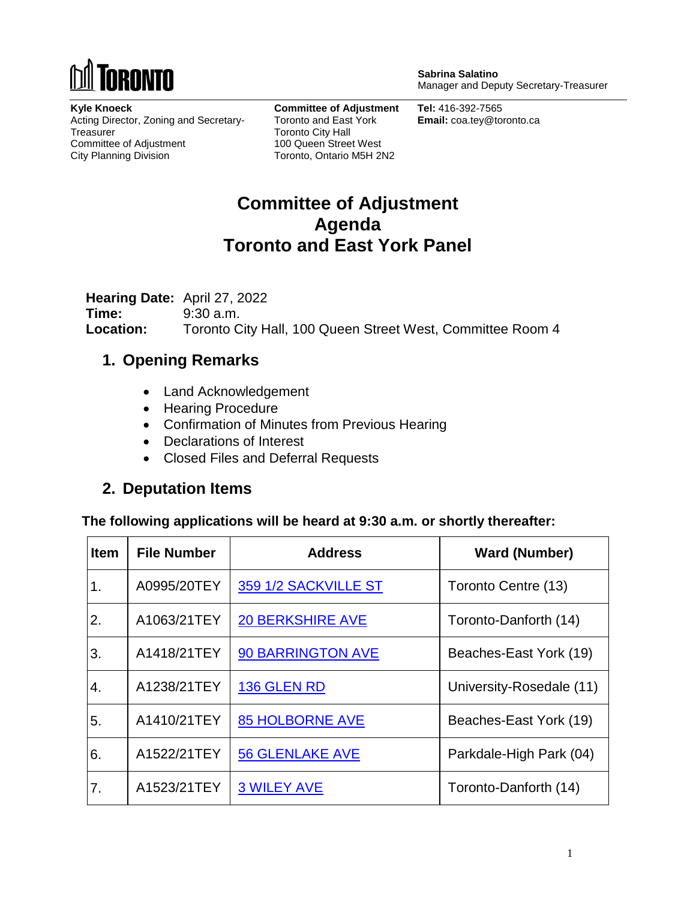**Sabrina Salatino**
Manager and Deputy Secretary-Treasurer

**Kyle Knoeck**
Acting Director, Zoning and Secretary-Treasurer
Committee of Adjustment
City Planning Division

**Committee of Adjustment**
Toronto and East York
Toronto City Hall
100 Queen Street West
Toronto, Ontario M5H 2N2

**Tel:** 416-392-7565
**Email:** coa.tey@toronto.ca

# Committee of Adjustment Agenda Toronto and East York Panel

**Hearing Date:** April 27, 2022
**Time:** 9:30 a.m.
**Location:** Toronto City Hall, 100 Queen Street West, Committee Room 4

## 1. Opening Remarks

- Land Acknowledgement
- Hearing Procedure
- Confirmation of Minutes from Previous Hearing
- Declarations of Interest
- Closed Files and Deferral Requests

## 2. Deputation Items

**The following applications will be heard at 9:30 a.m. or shortly thereafter:**

| Item | File Number | Address | Ward (Number) |
|---|---|---|---|
| 1. | A0995/20TEY | 359 1/2 SACKVILLE ST | Toronto Centre (13) |
| 2. | A1063/21TEY | 20 BERKSHIRE AVE | Toronto-Danforth (14) |
| 3. | A1418/21TEY | 90 BARRINGTON AVE | Beaches-East York (19) |
| 4. | A1238/21TEY | 136 GLEN RD | University-Rosedale (11) |
| 5. | A1410/21TEY | 85 HOLBORNE AVE | Beaches-East York (19) |
| 6. | A1522/21TEY | 56 GLENLAKE AVE | Parkdale-High Park (04) |
| 7. | A1523/21TEY | 3 WILEY AVE | Toronto-Danforth (14) |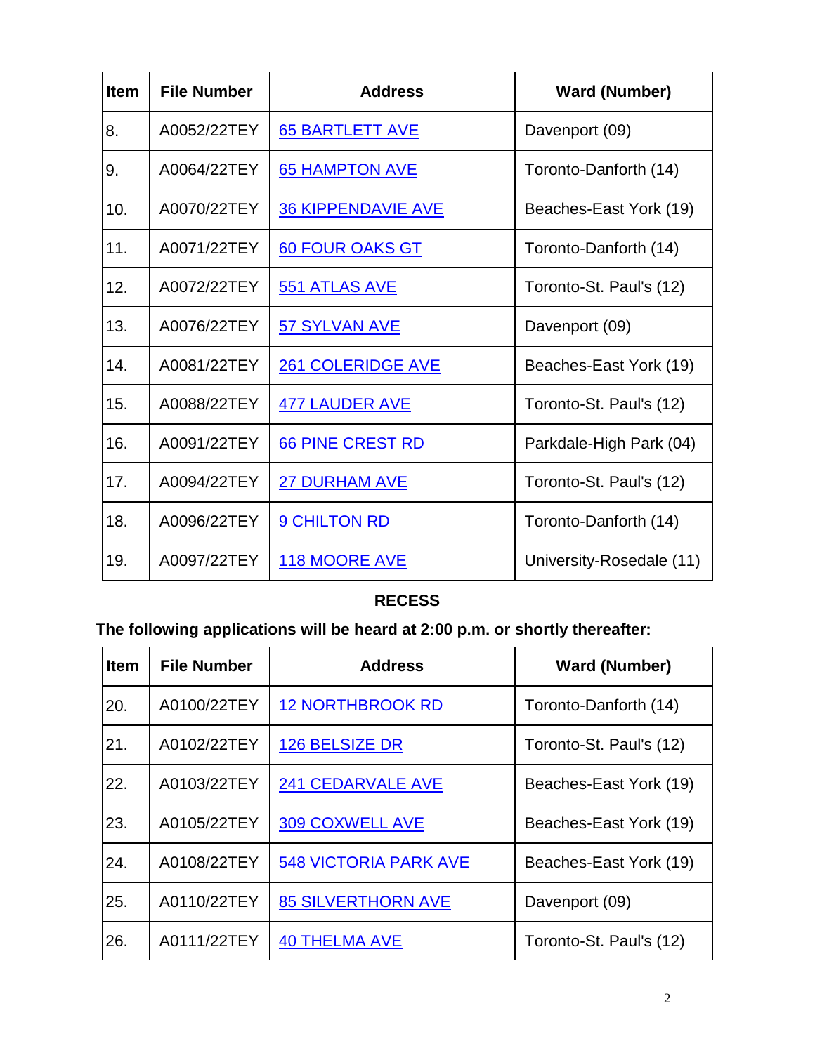| Item | File Number | Address | Ward (Number) |
|---|---|---|---|
| 8. | A0052/22TEY | 65 BARTLETT AVE | Davenport (09) |
| 9. | A0064/22TEY | 65 HAMPTON AVE | Toronto-Danforth (14) |
| 10. | A0070/22TEY | 36 KIPPENDAVIE AVE | Beaches-East York (19) |
| 11. | A0071/22TEY | 60 FOUR OAKS GT | Toronto-Danforth (14) |
| 12. | A0072/22TEY | 551 ATLAS AVE | Toronto-St. Paul's (12) |
| 13. | A0076/22TEY | 57 SYLVAN AVE | Davenport (09) |
| 14. | A0081/22TEY | 261 COLERIDGE AVE | Beaches-East York (19) |
| 15. | A0088/22TEY | 477 LAUDER AVE | Toronto-St. Paul's (12) |
| 16. | A0091/22TEY | 66 PINE CREST RD | Parkdale-High Park (04) |
| 17. | A0094/22TEY | 27 DURHAM AVE | Toronto-St. Paul's (12) |
| 18. | A0096/22TEY | 9 CHILTON RD | Toronto-Danforth (14) |
| 19. | A0097/22TEY | 118 MOORE AVE | University-Rosedale (11) |

**RECESS**

**The following applications will be heard at 2:00 p.m. or shortly thereafter:**

| Item | File Number | Address | Ward (Number) |
|---|---|---|---|
| 20. | A0100/22TEY | 12 NORTHBROOK RD | Toronto-Danforth (14) |
| 21. | A0102/22TEY | 126 BELSIZE DR | Toronto-St. Paul's (12) |
| 22. | A0103/22TEY | 241 CEDARVALE AVE | Beaches-East York (19) |
| 23. | A0105/22TEY | 309 COXWELL AVE | Beaches-East York (19) |
| 24. | A0108/22TEY | 548 VICTORIA PARK AVE | Beaches-East York (19) |
| 25. | A0110/22TEY | 85 SILVERTHORN AVE | Davenport (09) |
| 26. | A0111/22TEY | 40 THELMA AVE | Toronto-St. Paul's (12) |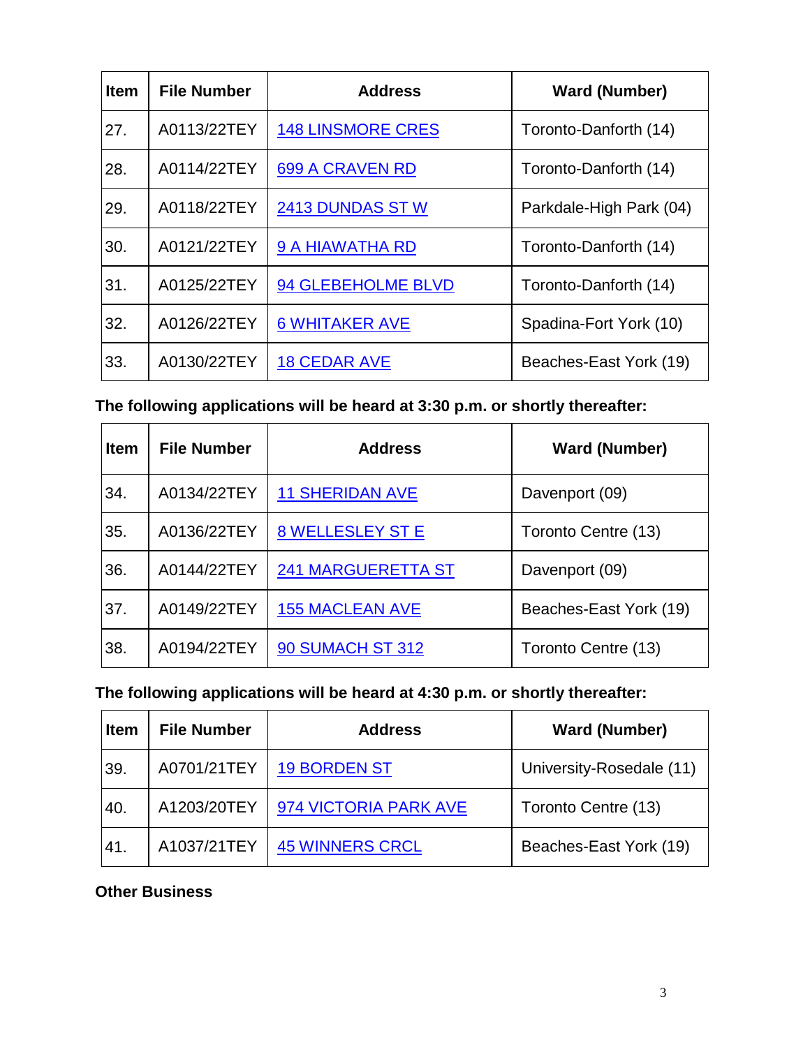| Item | File Number | Address | Ward (Number) |
|---|---|---|---|
| 27. | A0113/22TEY | 148 LINSMORE CRES | Toronto-Danforth (14) |
| 28. | A0114/22TEY | 699 A CRAVEN RD | Toronto-Danforth (14) |
| 29. | A0118/22TEY | 2413 DUNDAS ST W | Parkdale-High Park (04) |
| 30. | A0121/22TEY | 9 A HIAWATHA RD | Toronto-Danforth (14) |
| 31. | A0125/22TEY | 94 GLEBEHOLME BLVD | Toronto-Danforth (14) |
| 32. | A0126/22TEY | 6 WHITAKER AVE | Spadina-Fort York (10) |
| 33. | A0130/22TEY | 18 CEDAR AVE | Beaches-East York (19) |

**The following applications will be heard at 3:30 p.m. or shortly thereafter:**

| Item | File Number | Address | Ward (Number) |
|---|---|---|---|
| 34. | A0134/22TEY | 11 SHERIDAN AVE | Davenport (09) |
| 35. | A0136/22TEY | 8 WELLESLEY ST E | Toronto Centre (13) |
| 36. | A0144/22TEY | 241 MARGUERETTA ST | Davenport (09) |
| 37. | A0149/22TEY | 155 MACLEAN AVE | Beaches-East York (19) |
| 38. | A0194/22TEY | 90 SUMACH ST 312 | Toronto Centre (13) |

**The following applications will be heard at 4:30 p.m. or shortly thereafter:**

| Item | File Number | Address | Ward (Number) |
|---|---|---|---|
| 39. | A0701/21TEY | 19 BORDEN ST | University-Rosedale (11) |
| 40. | A1203/20TEY | 974 VICTORIA PARK AVE | Toronto Centre (13) |
| 41. | A1037/21TEY | 45 WINNERS CRCL | Beaches-East York (19) |

**Other Business**